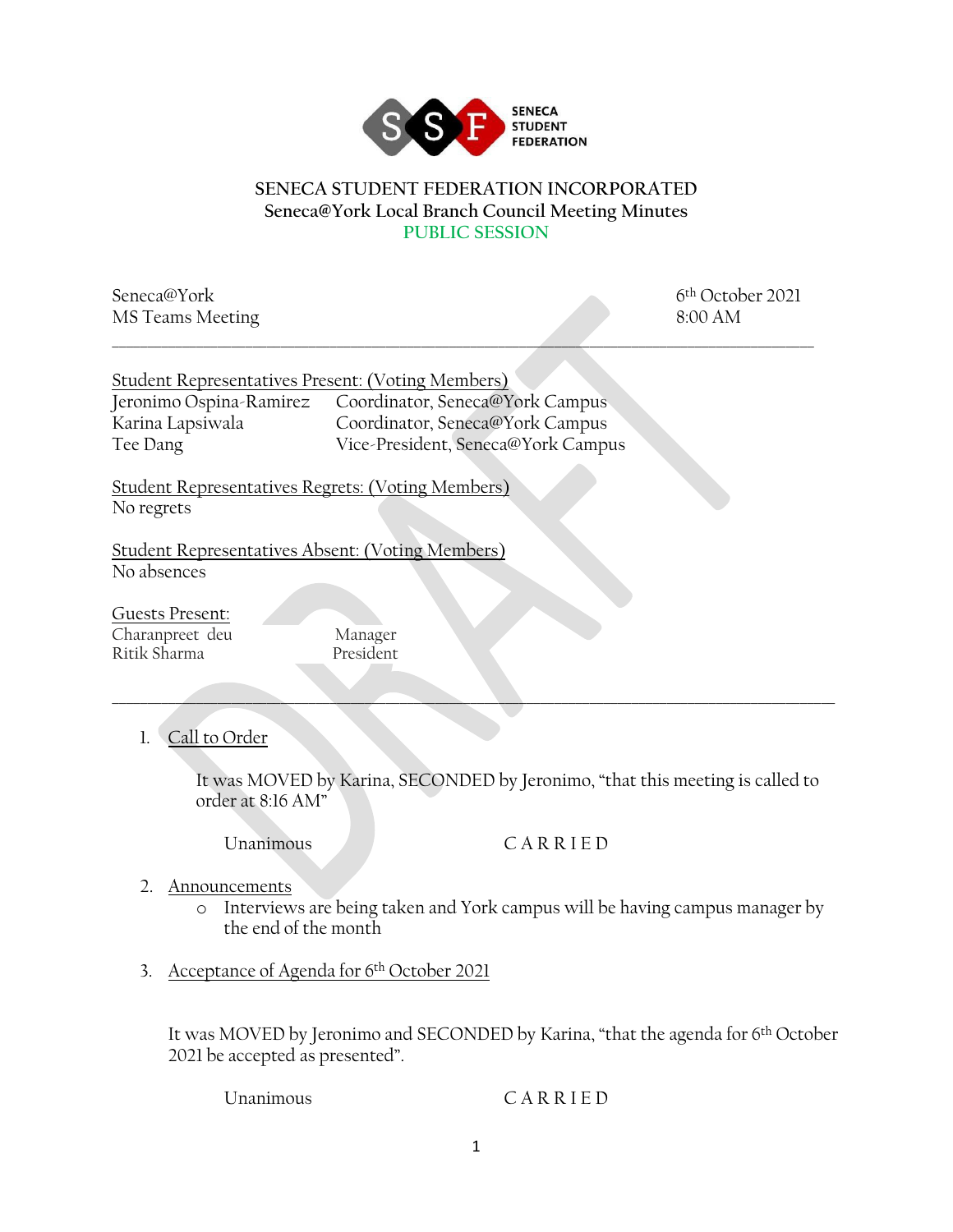SENECA STUDENT FEDERATION

# SENECA STUDENT FEDERATION INCORPORATED
## Seneca@York Local Branch Council Meeting Minutes
### PUBLIC SESSION

Seneca@York
MS Teams Meeting

6th October 2021
8:00 AM

---

Student Representatives Present: (Voting Members)

| | |
|---|---|
| Jeronimo Ospina-Ramirez | Coordinator, Seneca@York Campus |
| Karina Lapsiwala | Coordinator, Seneca@York Campus |
| Tee Dang | Vice-President, Seneca@York Campus |

Student Representatives Regrets: (Voting Members)
No regrets

Student Representatives Absent: (Voting Members)
No absences

Guests Present:

| | |
|---|---|
| Charanpreet deu | Manager |
| Ritik Sharma | President |

---

1. Call to Order

   It was MOVED by Karina, SECONDED by Jeronimo, "that this meeting is called to order at 8:16 AM"

   Unanimous — C A R R I E D

2. Announcements
   - Interviews are being taken and York campus will be having campus manager by the end of the month

3. Acceptance of Agenda for 6th October 2021

   It was MOVED by Jeronimo and SECONDED by Karina, "that the agenda for 6th October 2021 be accepted as presented".

   Unanimous — C A R R I E D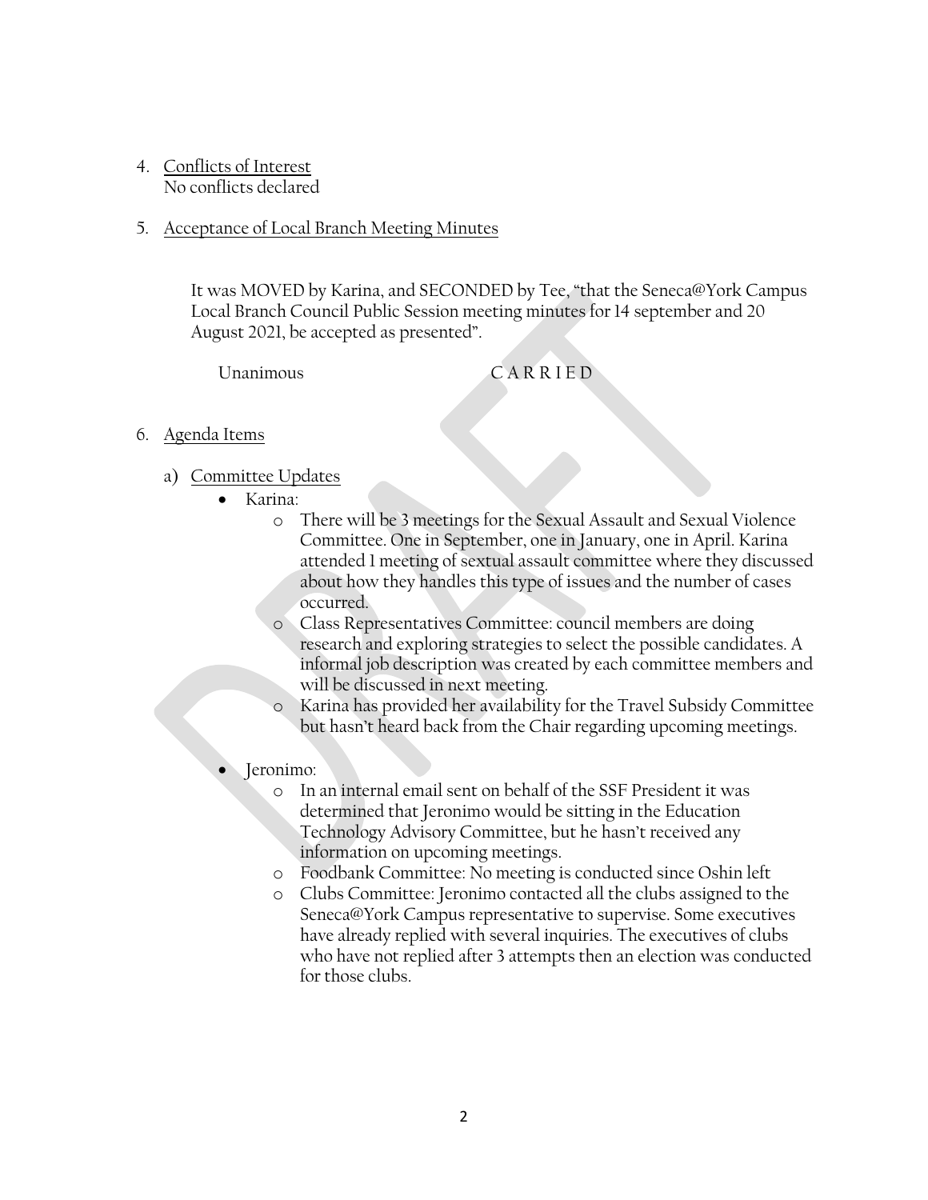4. Conflicts of Interest
   No conflicts declared

5. Acceptance of Local Branch Meeting Minutes

   It was MOVED by Karina, and SECONDED by Tee, "that the Seneca@York Campus Local Branch Council Public Session meeting minutes for 14 september and 20 August 2021, be accepted as presented".

   Unanimous CARRIED

6. Agenda Items

   a) Committee Updates
      - Karina:
        - There will be 3 meetings for the Sexual Assault and Sexual Violence Committee. One in September, one in January, one in April. Karina attended 1 meeting of sextual assault committee where they discussed about how they handles this type of issues and the number of cases occurred.
        - Class Representatives Committee: council members are doing research and exploring strategies to select the possible candidates. A informal job description was created by each committee members and will be discussed in next meeting.
        - Karina has provided her availability for the Travel Subsidy Committee but hasn't heard back from the Chair regarding upcoming meetings.

      - Jeronimo:
        - In an internal email sent on behalf of the SSF President it was determined that Jeronimo would be sitting in the Education Technology Advisory Committee, but he hasn't received any information on upcoming meetings.
        - Foodbank Committee: No meeting is conducted since Oshin left
        - Clubs Committee: Jeronimo contacted all the clubs assigned to the Seneca@York Campus representative to supervise. Some executives have already replied with several inquiries. The executives of clubs who have not replied after 3 attempts then an election was conducted for those clubs.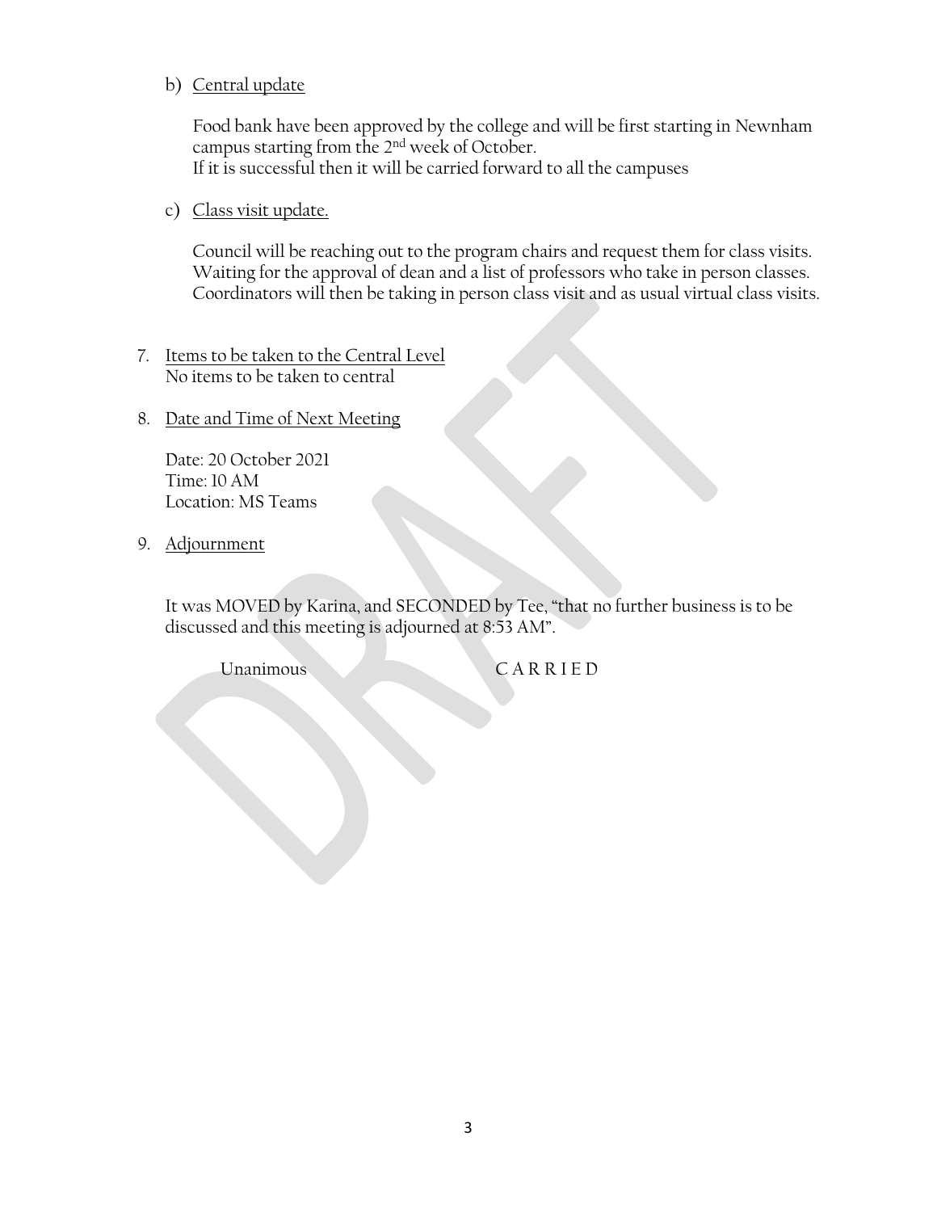b) Central update

Food bank have been approved by the college and will be first starting in Newnham campus starting from the 2nd week of October.
If it is successful then it will be carried forward to all the campuses

c) Class visit update.

Council will be reaching out to the program chairs and request them for class visits. Waiting for the approval of dean and a list of professors who take in person classes. Coordinators will then be taking in person class visit and as usual virtual class visits.

7. Items to be taken to the Central Level
   No items to be taken to central

8. Date and Time of Next Meeting

   Date: 20 October 2021
   Time: 10 AM
   Location: MS Teams

9. Adjournment

   It was MOVED by Karina, and SECONDED by Tee, "that no further business is to be discussed and this meeting is adjourned at 8:53 AM".

   Unanimous CARRIED